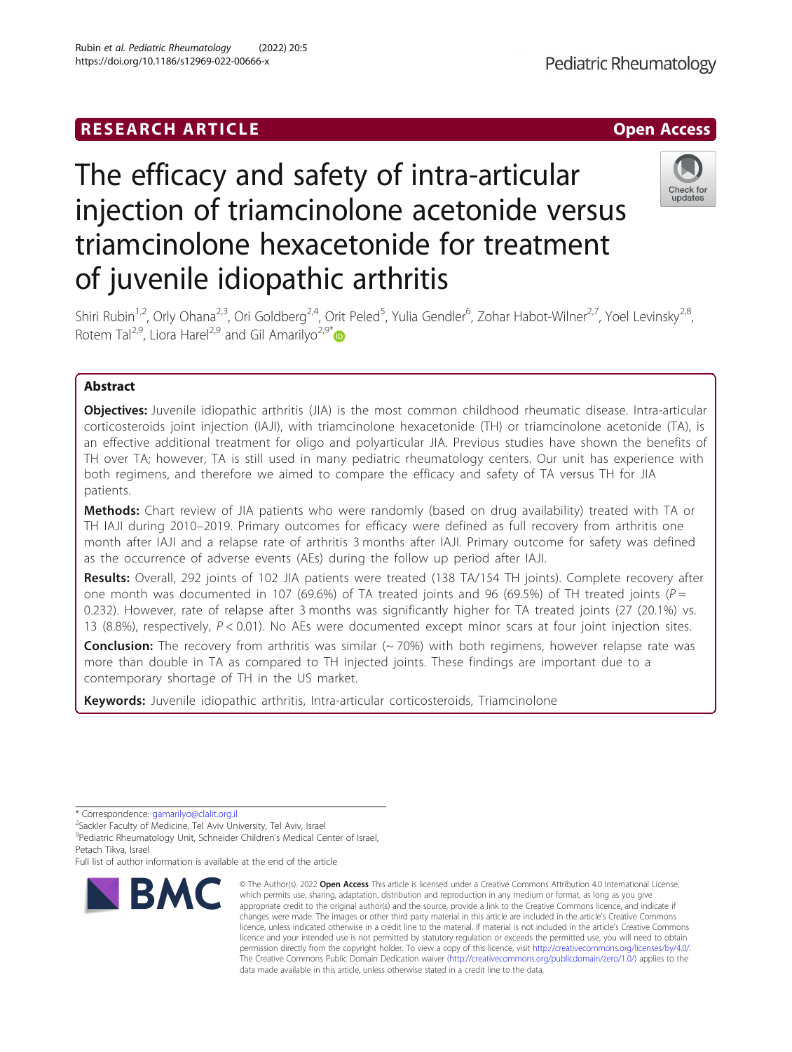RESEARCH ARTICLE

Open Access

# The efficacy and safety of intra-articular injection of triamcinolone acetonide versus triamcinolone hexacetonide for treatment of juvenile idiopathic arthritis

Shiri Rubin[1,2], Orly Ohana[2,3], Ori Goldberg[2,4], Orit Peled[5], Yulia Gendler[6], Zohar Habot-Wilner[2,7], Yoel Levinsky[2,8], Rotem Tal[2,9], Liora Harel[2,9] and Gil Amarilyo[2,9*]

## Abstract

**Objectives:** Juvenile idiopathic arthritis (JIA) is the most common childhood rheumatic disease. Intra-articular corticosteroids joint injection (IAJI), with triamcinolone hexacetonide (TH) or triamcinolone acetonide (TA), is an effective additional treatment for oligo and polyarticular JIA. Previous studies have shown the benefits of TH over TA; however, TA is still used in many pediatric rheumatology centers. Our unit has experience with both regimens, and therefore we aimed to compare the efficacy and safety of TA versus TH for JIA patients.

**Methods:** Chart review of JIA patients who were randomly (based on drug availability) treated with TA or TH IAJI during 2010–2019. Primary outcomes for efficacy were defined as full recovery from arthritis one month after IAJI and a relapse rate of arthritis 3 months after IAJI. Primary outcome for safety was defined as the occurrence of adverse events (AEs) during the follow up period after IAJI.

**Results:** Overall, 292 joints of 102 JIA patients were treated (138 TA/154 TH joints). Complete recovery after one month was documented in 107 (69.6%) of TA treated joints and 96 (69.5%) of TH treated joints ($P = 0.232$). However, rate of relapse after 3 months was significantly higher for TA treated joints (27 (20.1%) vs. 13 (8.8%), respectively, $P < 0.01$). No AEs were documented except minor scars at four joint injection sites.

**Conclusion:** The recovery from arthritis was similar (~ 70%) with both regimens, however relapse rate was more than double in TA as compared to TH injected joints. These findings are important due to a contemporary shortage of TH in the US market.

**Keywords:** Juvenile idiopathic arthritis, Intra-articular corticosteroids, Triamcinolone

\* Correspondence: gamarilyo@clalit.org.il
[2]Sackler Faculty of Medicine, Tel Aviv University, Tel Aviv, Israel
[9]Pediatric Rheumatology Unit, Schneider Children's Medical Center of Israel, Petach Tikva, Israel
Full list of author information is available at the end of the article

© The Author(s). 2022 **Open Access** This article is licensed under a Creative Commons Attribution 4.0 International License, which permits use, sharing, adaptation, distribution and reproduction in any medium or format, as long as you give appropriate credit to the original author(s) and the source, provide a link to the Creative Commons licence, and indicate if changes were made. The images or other third party material in this article are included in the article's Creative Commons licence, unless indicated otherwise in a credit line to the material. If material is not included in the article's Creative Commons licence and your intended use is not permitted by statutory regulation or exceeds the permitted use, you will need to obtain permission directly from the copyright holder. To view a copy of this licence, visit http://creativecommons.org/licenses/by/4.0/. The Creative Commons Public Domain Dedication waiver (http://creativecommons.org/publicdomain/zero/1.0/) applies to the data made available in this article, unless otherwise stated in a credit line to the data.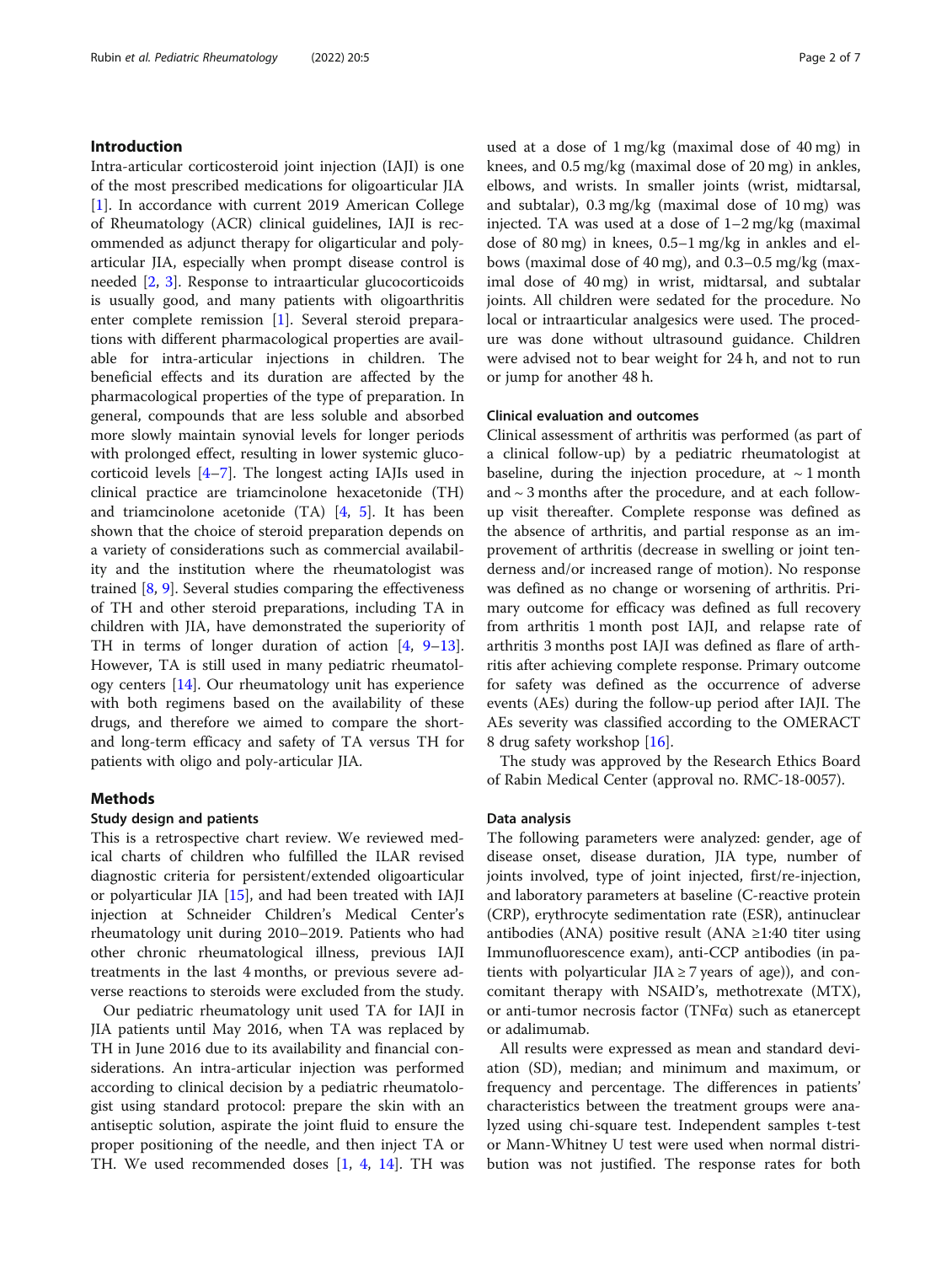## Introduction

Intra-articular corticosteroid joint injection (IAJI) is one of the most prescribed medications for oligoarticular JIA [1]. In accordance with current 2019 American College of Rheumatology (ACR) clinical guidelines, IAJI is recommended as adjunct therapy for oligarticular and polyarticular JIA, especially when prompt disease control is needed [2, 3]. Response to intraarticular glucocorticoids is usually good, and many patients with oligoarthritis enter complete remission [1]. Several steroid preparations with different pharmacological properties are available for intra-articular injections in children. The beneficial effects and its duration are affected by the pharmacological properties of the type of preparation. In general, compounds that are less soluble and absorbed more slowly maintain synovial levels for longer periods with prolonged effect, resulting in lower systemic glucocorticoid levels [4–7]. The longest acting IAJIs used in clinical practice are triamcinolone hexacetonide (TH) and triamcinolone acetonide (TA) [4, 5]. It has been shown that the choice of steroid preparation depends on a variety of considerations such as commercial availability and the institution where the rheumatologist was trained [8, 9]. Several studies comparing the effectiveness of TH and other steroid preparations, including TA in children with JIA, have demonstrated the superiority of TH in terms of longer duration of action [4, 9–13]. However, TA is still used in many pediatric rheumatology centers [14]. Our rheumatology unit has experience with both regimens based on the availability of these drugs, and therefore we aimed to compare the short- and long-term efficacy and safety of TA versus TH for patients with oligo and poly-articular JIA.

## Methods

### Study design and patients

This is a retrospective chart review. We reviewed medical charts of children who fulfilled the ILAR revised diagnostic criteria for persistent/extended oligoarticular or polyarticular JIA [15], and had been treated with IAJI injection at Schneider Children's Medical Center's rheumatology unit during 2010–2019. Patients who had other chronic rheumatological illness, previous IAJI treatments in the last 4 months, or previous severe adverse reactions to steroids were excluded from the study.

Our pediatric rheumatology unit used TA for IAJI in JIA patients until May 2016, when TA was replaced by TH in June 2016 due to its availability and financial considerations. An intra-articular injection was performed according to clinical decision by a pediatric rheumatologist using standard protocol: prepare the skin with an antiseptic solution, aspirate the joint fluid to ensure the proper positioning of the needle, and then inject TA or TH. We used recommended doses [1, 4, 14]. TH was used at a dose of 1 mg/kg (maximal dose of 40 mg) in knees, and 0.5 mg/kg (maximal dose of 20 mg) in ankles, elbows, and wrists. In smaller joints (wrist, midtarsal, and subtalar), 0.3 mg/kg (maximal dose of 10 mg) was injected. TA was used at a dose of 1–2 mg/kg (maximal dose of 80 mg) in knees, 0.5–1 mg/kg in ankles and elbows (maximal dose of 40 mg), and 0.3–0.5 mg/kg (maximal dose of 40 mg) in wrist, midtarsal, and subtalar joints. All children were sedated for the procedure. No local or intraarticular analgesics were used. The procedure was done without ultrasound guidance. Children were advised not to bear weight for 24 h, and not to run or jump for another 48 h.

### Clinical evaluation and outcomes

Clinical assessment of arthritis was performed (as part of a clinical follow-up) by a pediatric rheumatologist at baseline, during the injection procedure, at ~ 1 month and ~ 3 months after the procedure, and at each follow-up visit thereafter. Complete response was defined as the absence of arthritis, and partial response as an improvement of arthritis (decrease in swelling or joint tenderness and/or increased range of motion). No response was defined as no change or worsening of arthritis. Primary outcome for efficacy was defined as full recovery from arthritis 1 month post IAJI, and relapse rate of arthritis 3 months post IAJI was defined as flare of arthritis after achieving complete response. Primary outcome for safety was defined as the occurrence of adverse events (AEs) during the follow-up period after IAJI. The AEs severity was classified according to the OMERACT 8 drug safety workshop [16].

The study was approved by the Research Ethics Board of Rabin Medical Center (approval no. RMC-18-0057).

### Data analysis

The following parameters were analyzed: gender, age of disease onset, disease duration, JIA type, number of joints involved, type of joint injected, first/re-injection, and laboratory parameters at baseline (C-reactive protein (CRP), erythrocyte sedimentation rate (ESR), antinuclear antibodies (ANA) positive result (ANA ≥1:40 titer using Immunofluorescence exam), anti-CCP antibodies (in patients with polyarticular JIA ≥ 7 years of age)), and concomitant therapy with NSAID's, methotrexate (MTX), or anti-tumor necrosis factor (TNFα) such as etanercept or adalimumab.

All results were expressed as mean and standard deviation (SD), median; and minimum and maximum, or frequency and percentage. The differences in patients' characteristics between the treatment groups were analyzed using chi-square test. Independent samples t-test or Mann-Whitney U test were used when normal distribution was not justified. The response rates for both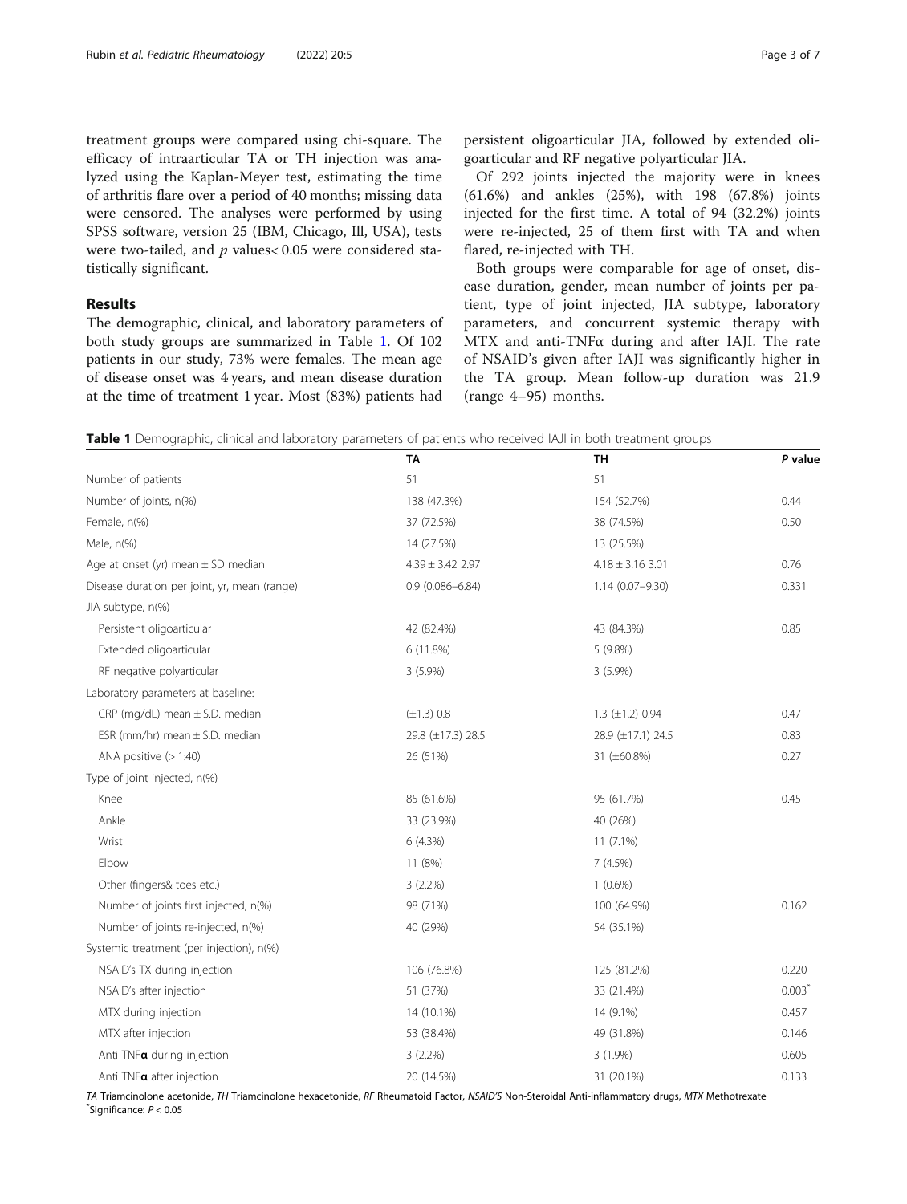treatment groups were compared using chi-square. The efficacy of intraarticular TA or TH injection was analyzed using the Kaplan-Meyer test, estimating the time of arthritis flare over a period of 40 months; missing data were censored. The analyses were performed by using SPSS software, version 25 (IBM, Chicago, Ill, USA), tests were two-tailed, and $p$ values $< 0.05$ were considered statistically significant.

## Results

The demographic, clinical, and laboratory parameters of both study groups are summarized in Table 1. Of 102 patients in our study, 73% were females. The mean age of disease onset was 4 years, and mean disease duration at the time of treatment 1 year. Most (83%) patients had persistent oligoarticular JIA, followed by extended oligoarticular and RF negative polyarticular JIA.

Of 292 joints injected the majority were in knees (61.6%) and ankles (25%), with 198 (67.8%) joints injected for the first time. A total of 94 (32.2%) joints were re-injected, 25 of them first with TA and when flared, re-injected with TH.

Both groups were comparable for age of onset, disease duration, gender, mean number of joints per patient, type of joint injected, JIA subtype, laboratory parameters, and concurrent systemic therapy with MTX and anti-TNFα during and after IAJI. The rate of NSAID's given after IAJI was significantly higher in the TA group. Mean follow-up duration was 21.9 (range 4–95) months.

**Table 1** Demographic, clinical and laboratory parameters of patients who received IAJI in both treatment groups

| | TA | TH | *P* value |
|---|---|---|---|
| Number of patients | 51 | 51 | |
| Number of joints, n(%) | 138 (47.3%) | 154 (52.7%) | 0.44 |
| Female, n(%) | 37 (72.5%) | 38 (74.5%) | 0.50 |
| Male, n(%) | 14 (27.5%) | 13 (25.5%) | |
| Age at onset (yr) mean ± SD median | 4.39 ± 3.42 2.97 | 4.18 ± 3.16 3.01 | 0.76 |
| Disease duration per joint, yr, mean (range) | 0.9 (0.086–6.84) | 1.14 (0.07–9.30) | 0.331 |
| JIA subtype, n(%) | | | |
| Persistent oligoarticular | 42 (82.4%) | 43 (84.3%) | 0.85 |
| Extended oligoarticular | 6 (11.8%) | 5 (9.8%) | |
| RF negative polyarticular | 3 (5.9%) | 3 (5.9%) | |
| Laboratory parameters at baseline: | | | |
| CRP (mg/dL) mean ± S.D. median | (±1.3) 0.8 | 1.3 (±1.2) 0.94 | 0.47 |
| ESR (mm/hr) mean ± S.D. median | 29.8 (±17.3) 28.5 | 28.9 (±17.1) 24.5 | 0.83 |
| ANA positive (> 1:40) | 26 (51%) | 31 (±60.8%) | 0.27 |
| Type of joint injected, n(%) | | | |
| Knee | 85 (61.6%) | 95 (61.7%) | 0.45 |
| Ankle | 33 (23.9%) | 40 (26%) | |
| Wrist | 6 (4.3%) | 11 (7.1%) | |
| Elbow | 11 (8%) | 7 (4.5%) | |
| Other (fingers& toes etc.) | 3 (2.2%) | 1 (0.6%) | |
| Number of joints first injected, n(%) | 98 (71%) | 100 (64.9%) | 0.162 |
| Number of joints re-injected, n(%) | 40 (29%) | 54 (35.1%) | |
| Systemic treatment (per injection), n(%) | | | |
| NSAID's TX during injection | 106 (76.8%) | 125 (81.2%) | 0.220 |
| NSAID's after injection | 51 (37%) | 33 (21.4%) | 0.003* |
| MTX during injection | 14 (10.1%) | 14 (9.1%) | 0.457 |
| MTX after injection | 53 (38.4%) | 49 (31.8%) | 0.146 |
| Anti TNF**α** during injection | 3 (2.2%) | 3 (1.9%) | 0.605 |
| Anti TNF**α** after injection | 20 (14.5%) | 31 (20.1%) | 0.133 |

*TA* Triamcinolone acetonide, *TH* Triamcinolone hexacetonide, *RF* Rheumatoid Factor, *NSAID'S* Non-Steroidal Anti-inflammatory drugs, *MTX* Methotrexate
*Significance: $P < 0.05$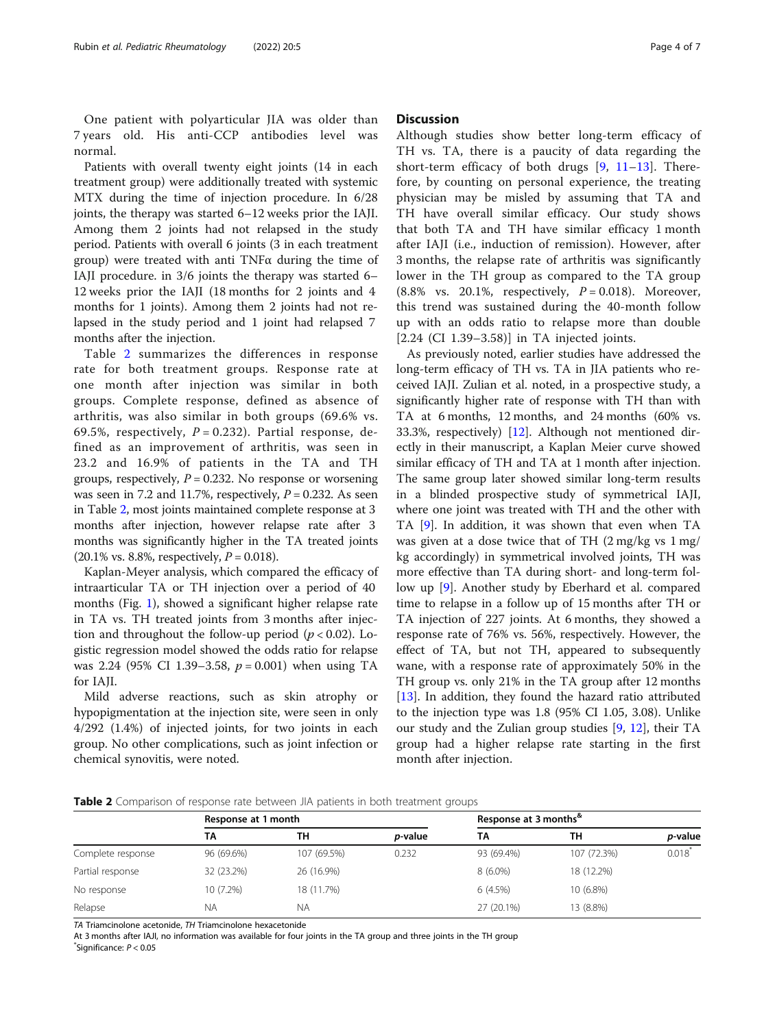One patient with polyarticular JIA was older than 7 years old. His anti-CCP antibodies level was normal.

Patients with overall twenty eight joints (14 in each treatment group) were additionally treated with systemic MTX during the time of injection procedure. In 6/28 joints, the therapy was started 6–12 weeks prior the IAJI. Among them 2 joints had not relapsed in the study period. Patients with overall 6 joints (3 in each treatment group) were treated with anti TNFα during the time of IAJI procedure. in 3/6 joints the therapy was started 6–12 weeks prior the IAJI (18 months for 2 joints and 4 months for 1 joints). Among them 2 joints had not relapsed in the study period and 1 joint had relapsed 7 months after the injection.

Table 2 summarizes the differences in response rate for both treatment groups. Response rate at one month after injection was similar in both groups. Complete response, defined as absence of arthritis, was also similar in both groups (69.6% vs. 69.5%, respectively, $P = 0.232$). Partial response, defined as an improvement of arthritis, was seen in 23.2 and 16.9% of patients in the TA and TH groups, respectively, $P = 0.232$. No response or worsening was seen in 7.2 and 11.7%, respectively, $P = 0.232$. As seen in Table 2, most joints maintained complete response at 3 months after injection, however relapse rate after 3 months was significantly higher in the TA treated joints (20.1% vs. 8.8%, respectively, $P = 0.018$).

Kaplan-Meyer analysis, which compared the efficacy of intraarticular TA or TH injection over a period of 40 months (Fig. 1), showed a significant higher relapse rate in TA vs. TH treated joints from 3 months after injection and throughout the follow-up period ($p < 0.02$). Logistic regression model showed the odds ratio for relapse was 2.24 (95% CI 1.39–3.58, $p = 0.001$) when using TA for IAJI.

Mild adverse reactions, such as skin atrophy or hypopigmentation at the injection site, were seen in only 4/292 (1.4%) of injected joints, for two joints in each group. No other complications, such as joint infection or chemical synovitis, were noted.

## Discussion

Although studies show better long-term efficacy of TH vs. TA, there is a paucity of data regarding the short-term efficacy of both drugs [9, 11–13]. Therefore, by counting on personal experience, the treating physician may be misled by assuming that TA and TH have overall similar efficacy. Our study shows that both TA and TH have similar efficacy 1 month after IAJI (i.e., induction of remission). However, after 3 months, the relapse rate of arthritis was significantly lower in the TH group as compared to the TA group (8.8% vs. 20.1%, respectively, $P = 0.018$). Moreover, this trend was sustained during the 40-month follow up with an odds ratio to relapse more than double [2.24 (CI 1.39–3.58)] in TA injected joints.

As previously noted, earlier studies have addressed the long-term efficacy of TH vs. TA in JIA patients who received IAJI. Zulian et al. noted, in a prospective study, a significantly higher rate of response with TH than with TA at 6 months, 12 months, and 24 months (60% vs. 33.3%, respectively) [12]. Although not mentioned directly in their manuscript, a Kaplan Meier curve showed similar efficacy of TH and TA at 1 month after injection. The same group later showed similar long-term results in a blinded prospective study of symmetrical IAJI, where one joint was treated with TH and the other with TA [9]. In addition, it was shown that even when TA was given at a dose twice that of TH (2 mg/kg vs 1 mg/kg accordingly) in symmetrical involved joints, TH was more effective than TA during short- and long-term follow up [9]. Another study by Eberhard et al. compared time to relapse in a follow up of 15 months after TH or TA injection of 227 joints. At 6 months, they showed a response rate of 76% vs. 56%, respectively. However, the effect of TA, but not TH, appeared to subsequently wane, with a response rate of approximately 50% in the TH group vs. only 21% in the TA group after 12 months [13]. In addition, they found the hazard ratio attributed to the injection type was 1.8 (95% CI 1.05, 3.08). Unlike our study and the Zulian group studies [9, 12], their TA group had a higher relapse rate starting in the first month after injection.

**Table 2** Comparison of response rate between JIA patients in both treatment groups

| | Response at 1 month | | | Response at 3 months[&] | | |
|---|---|---|---|---|---|---|
| | TA | TH | *p*-value | TA | TH | *p*-value |
| Complete response | 96 (69.6%) | 107 (69.5%) | 0.232 | 93 (69.4%) | 107 (72.3%) | 0.018[*] |
| Partial response | 32 (23.2%) | 26 (16.9%) | | 8 (6.0%) | 18 (12.2%) | |
| No response | 10 (7.2%) | 18 (11.7%) | | 6 (4.5%) | 10 (6.8%) | |
| Relapse | NA | NA | | 27 (20.1%) | 13 (8.8%) | |

*TA* Triamcinolone acetonide, *TH* Triamcinolone hexacetonide

At 3 months after IAJI, no information was available for four joints in the TA group and three joints in the TH group

[*]Significance: $P < 0.05$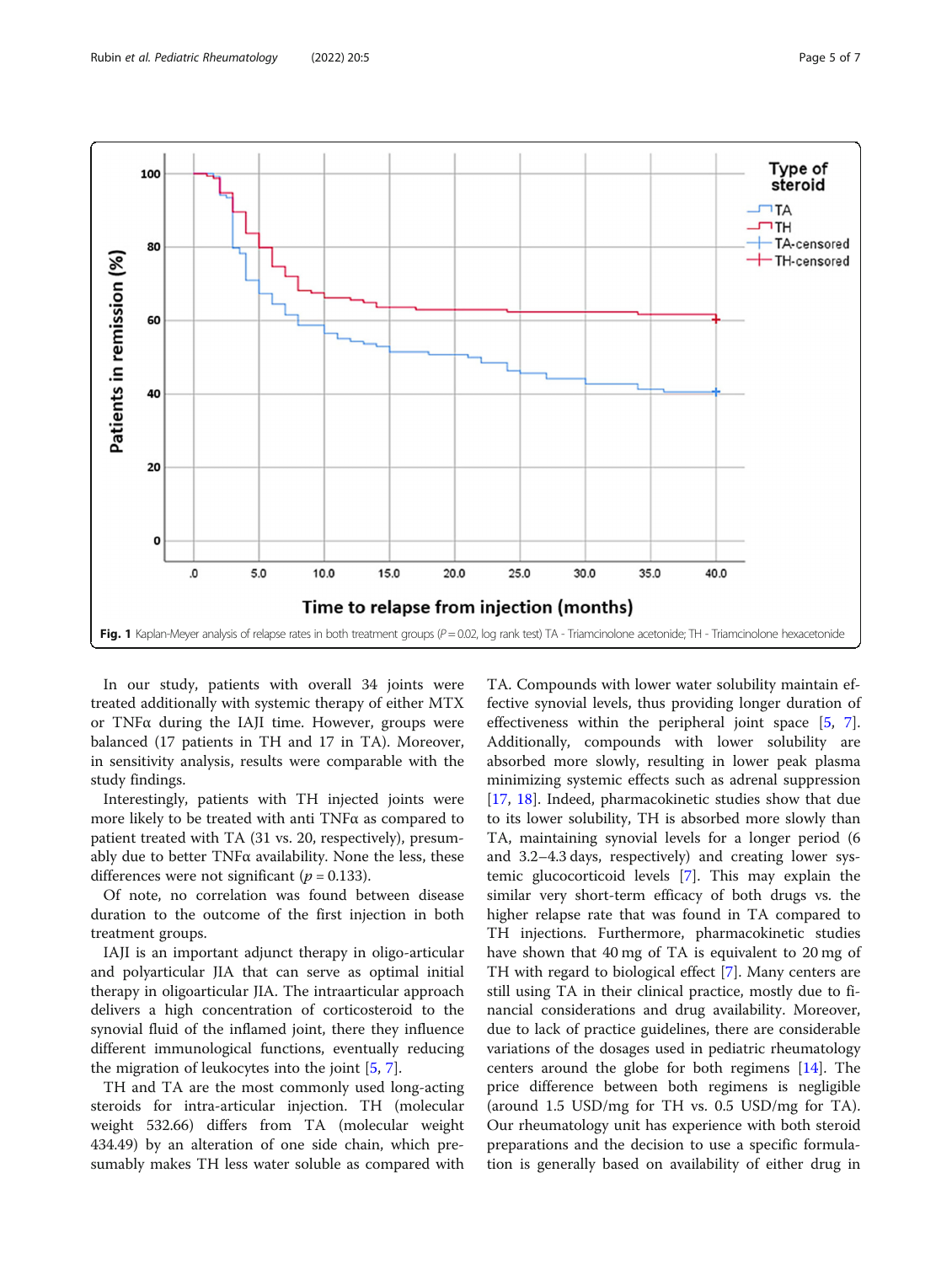**Fig. 1** Kaplan-Meyer analysis of relapse rates in both treatment groups ($P = 0.02$, log rank test) TA - Triamcinolone acetonide; TH - Triamcinolone hexacetonide

In our study, patients with overall 34 joints were treated additionally with systemic therapy of either MTX or TNFα during the IAJI time. However, groups were balanced (17 patients in TH and 17 in TA). Moreover, in sensitivity analysis, results were comparable with the study findings.

Interestingly, patients with TH injected joints were more likely to be treated with anti TNFα as compared to patient treated with TA (31 vs. 20, respectively), presumably due to better TNFα availability. None the less, these differences were not significant ($p = 0.133$).

Of note, no correlation was found between disease duration to the outcome of the first injection in both treatment groups.

IAJI is an important adjunct therapy in oligo-articular and polyarticular JIA that can serve as optimal initial therapy in oligoarticular JIA. The intraarticular approach delivers a high concentration of corticosteroid to the synovial fluid of the inflamed joint, there they influence different immunological functions, eventually reducing the migration of leukocytes into the joint [5, 7].

TH and TA are the most commonly used long-acting steroids for intra-articular injection. TH (molecular weight 532.66) differs from TA (molecular weight 434.49) by an alteration of one side chain, which presumably makes TH less water soluble as compared with TA. Compounds with lower water solubility maintain effective synovial levels, thus providing longer duration of effectiveness within the peripheral joint space [5, 7]. Additionally, compounds with lower solubility are absorbed more slowly, resulting in lower peak plasma minimizing systemic effects such as adrenal suppression [17, 18]. Indeed, pharmacokinetic studies show that due to its lower solubility, TH is absorbed more slowly than TA, maintaining synovial levels for a longer period (6 and 3.2–4.3 days, respectively) and creating lower systemic glucocorticoid levels [7]. This may explain the similar very short-term efficacy of both drugs vs. the higher relapse rate that was found in TA compared to TH injections. Furthermore, pharmacokinetic studies have shown that 40 mg of TA is equivalent to 20 mg of TH with regard to biological effect [7]. Many centers are still using TA in their clinical practice, mostly due to financial considerations and drug availability. Moreover, due to lack of practice guidelines, there are considerable variations of the dosages used in pediatric rheumatology centers around the globe for both regimens [14]. The price difference between both regimens is negligible (around 1.5 USD/mg for TH vs. 0.5 USD/mg for TA). Our rheumatology unit has experience with both steroid preparations and the decision to use a specific formulation is generally based on availability of either drug in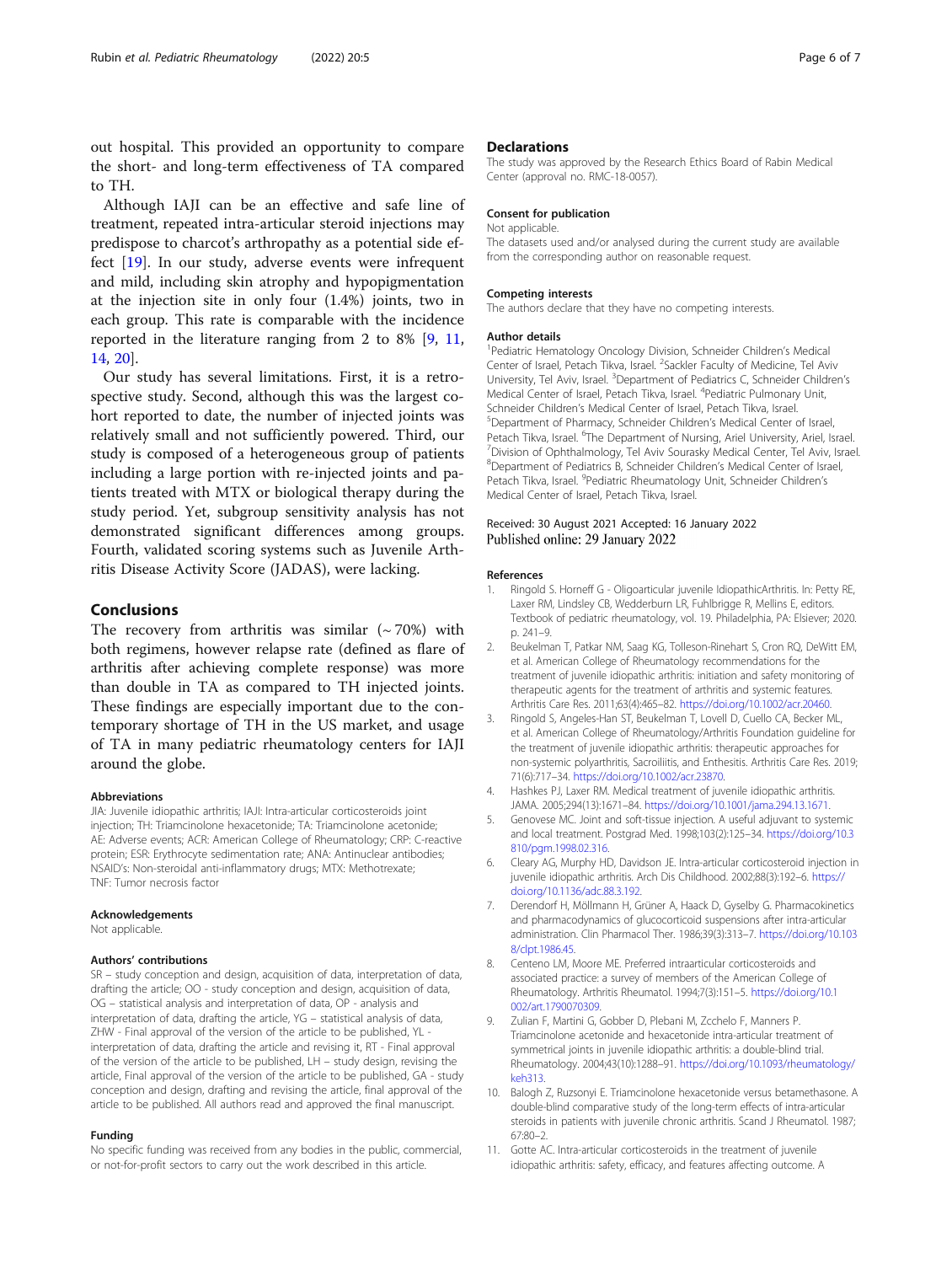out hospital. This provided an opportunity to compare the short- and long-term effectiveness of TA compared to TH.

Although IAJI can be an effective and safe line of treatment, repeated intra-articular steroid injections may predispose to charcot's arthropathy as a potential side effect [19]. In our study, adverse events were infrequent and mild, including skin atrophy and hypopigmentation at the injection site in only four (1.4%) joints, two in each group. This rate is comparable with the incidence reported in the literature ranging from 2 to 8% [9, 11, 14, 20].

Our study has several limitations. First, it is a retrospective study. Second, although this was the largest cohort reported to date, the number of injected joints was relatively small and not sufficiently powered. Third, our study is composed of a heterogeneous group of patients including a large portion with re-injected joints and patients treated with MTX or biological therapy during the study period. Yet, subgroup sensitivity analysis has not demonstrated significant differences among groups. Fourth, validated scoring systems such as Juvenile Arthritis Disease Activity Score (JADAS), were lacking.

## Conclusions

The recovery from arthritis was similar (~ 70%) with both regimens, however relapse rate (defined as flare of arthritis after achieving complete response) was more than double in TA as compared to TH injected joints. These findings are especially important due to the contemporary shortage of TH in the US market, and usage of TA in many pediatric rheumatology centers for IAJI around the globe.

### Abbreviations

JIA: Juvenile idiopathic arthritis; IAJI: Intra-articular corticosteroids joint injection; TH: Triamcinolone hexacetonide; TA: Triamcinolone acetonide; AE: Adverse events; ACR: American College of Rheumatology; CRP: C-reactive protein; ESR: Erythrocyte sedimentation rate; ANA: Antinuclear antibodies; NSAID's: Non-steroidal anti-inflammatory drugs; MTX: Methotrexate; TNF: Tumor necrosis factor

### Acknowledgements

Not applicable.

### Authors' contributions

SR – study conception and design, acquisition of data, interpretation of data, drafting the article; OO - study conception and design, acquisition of data, OG – statistical analysis and interpretation of data, OP - analysis and interpretation of data, drafting the article, YG – statistical analysis of data, ZHW - Final approval of the version of the article to be published, YL - interpretation of data, drafting the article and revising it, RT - Final approval of the version of the article to be published, LH – study design, revising the article, Final approval of the version of the article to be published, GA - study conception and design, drafting and revising the article, final approval of the article to be published. All authors read and approved the final manuscript.

### Funding

No specific funding was received from any bodies in the public, commercial, or not-for-profit sectors to carry out the work described in this article.

## Declarations

The study was approved by the Research Ethics Board of Rabin Medical Center (approval no. RMC-18-0057).

### Consent for publication

Not applicable.

The datasets used and/or analysed during the current study are available from the corresponding author on reasonable request.

### Competing interests

The authors declare that they have no competing interests.

### Author details

[1]Pediatric Hematology Oncology Division, Schneider Children's Medical Center of Israel, Petach Tikva, Israel. [2]Sackler Faculty of Medicine, Tel Aviv University, Tel Aviv, Israel. [3]Department of Pediatrics C, Schneider Children's Medical Center of Israel, Petach Tikva, Israel. [4]Pediatric Pulmonary Unit, Schneider Children's Medical Center of Israel, Petach Tikva, Israel. [5]Department of Pharmacy, Schneider Children's Medical Center of Israel, Petach Tikva, Israel. [6]The Department of Nursing, Ariel University, Ariel, Israel. [7]Division of Ophthalmology, Tel Aviv Sourasky Medical Center, Tel Aviv, Israel. [8]Department of Pediatrics B, Schneider Children's Medical Center of Israel, Petach Tikva, Israel. [9]Pediatric Rheumatology Unit, Schneider Children's Medical Center of Israel, Petach Tikva, Israel.

Received: 30 August 2021 Accepted: 16 January 2022
Published online: 29 January 2022

### References

1. Ringold S. Horneff G - Oligoarticular juvenile IdiopathicArthritis. In: Petty RE, Laxer RM, Lindsley CB, Wedderburn LR, Fuhlbrigge R, Mellins E, editors. Textbook of pediatric rheumatology, vol. 19. Philadelphia, PA: Elsevier; 2020. p. 241–9.
2. Beukelman T, Patkar NM, Saag KG, Tolleson-Rinehart S, Cron RQ, DeWitt EM, et al. American College of Rheumatology recommendations for the treatment of juvenile idiopathic arthritis: initiation and safety monitoring of therapeutic agents for the treatment of arthritis and systemic features. Arthritis Care Res. 2011;63(4):465–82. https://doi.org/10.1002/acr.20460.
3. Ringold S, Angeles-Han ST, Beukelman T, Lovell D, Cuello CA, Becker ML, et al. American College of Rheumatology/Arthritis Foundation guideline for the treatment of juvenile idiopathic arthritis: therapeutic approaches for non-systemic polyarthritis, Sacroiliitis, and Enthesitis. Arthritis Care Res. 2019; 71(6):717–34. https://doi.org/10.1002/acr.23870.
4. Hashkes PJ, Laxer RM. Medical treatment of juvenile idiopathic arthritis. JAMA. 2005;294(13):1671–84. https://doi.org/10.1001/jama.294.13.1671.
5. Genovese MC. Joint and soft-tissue injection. A useful adjuvant to systemic and local treatment. Postgrad Med. 1998;103(2):125–34. https://doi.org/10.3810/pgm.1998.02.316.
6. Cleary AG, Murphy HD, Davidson JE. Intra-articular corticosteroid injection in juvenile idiopathic arthritis. Arch Dis Childhood. 2002;88(3):192–6. https://doi.org/10.1136/adc.88.3.192.
7. Derendorf H, Möllmann H, Grüner A, Haack D, Gyselby G. Pharmacokinetics and pharmacodynamics of glucocorticoid suspensions after intra-articular administration. Clin Pharmacol Ther. 1986;39(3):313–7. https://doi.org/10.1038/clpt.1986.45.
8. Centeno LM, Moore ME. Preferred intraarticular corticosteroids and associated practice: a survey of members of the American College of Rheumatology. Arthritis Rheumatol. 1994;7(3):151–5. https://doi.org/10.1002/art.1790070309.
9. Zulian F, Martini G, Gobber D, Plebani M, Zcchelo F, Manners P. Triamcinolone acetonide and hexacetonide intra-articular treatment of symmetrical joints in juvenile idiopathic arthritis: a double-blind trial. Rheumatology. 2004;43(10):1288–91. https://doi.org/10.1093/rheumatology/keh313.
10. Balogh Z, Ruzsonyi E. Triamcinolone hexacetonide versus betamethasone. A double-blind comparative study of the long-term effects of intra-articular steroids in patients with juvenile chronic arthritis. Scand J Rheumatol. 1987; 67:80–2.
11. Gotte AC. Intra-articular corticosteroids in the treatment of juvenile idiopathic arthritis: safety, efficacy, and features affecting outcome. A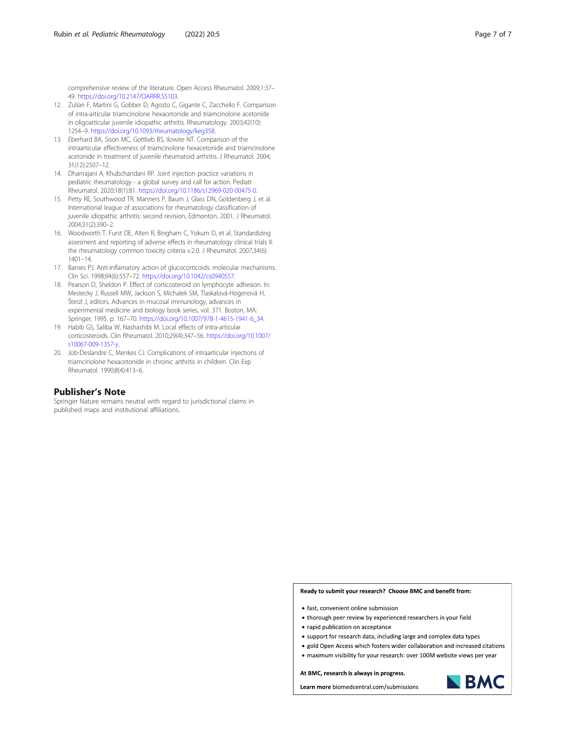comprehensive review of the literature. Open Access Rheumatol. 2009;1:37–49. https://doi.org/10.2147/OARRR.S5103.

12. Zulian F, Martini G, Gobber D, Agosto C, Gigante C, Zacchello F. Comparison of intra-articular triamcinolone hexacetonide and triamcinolone acetonide in oligoarticular juvenile idiopathic arthritis. Rheumatology. 2003;42(10):1254–9. https://doi.org/10.1093/rheumatology/keg358.
13. Eberhard BA, Sison MC, Gottlieb BS, Ilowite NT. Comparison of the intraarticular effectiveness of triamcinolone hexacetonide and triamcinolone acetonide in treatment of juvenile rheumatoid arthritis. J Rheumatol. 2004;31(12):2507–12.
14. Dhanrajani A, Khubchandani RP. Joint injection practice variations in pediatric rheumatology - a global survey and call for action. Pediatr Rheumatol. 2020;18(1):81. https://doi.org/10.1186/s12969-020-00475-0.
15. Petty RE, Southwood TR, Manners P, Baum J, Glass DN, Goldenberg J, et al. International league of associations for rheumatology classification of juvenile idiopathic arthritis: second revision, Edmonton, 2001. J Rheumatol. 2004;31(2):390–2.
16. Woodworth T, Furst DE, Alten R, Bingham C, Yokum D, et al. Standardizing assesment and reporting of adverse effects in rheumatology clinical trials II: the rheumatology common toxicity criteria v.2.0. J Rheumatol. 2007;34(6):1401–14.
17. Barnes PJ. Anti-inflamatory action of glucocorticoids: molecular mechanisms. Clin Sci. 1998;94(6):557–72. https://doi.org/10.1042/cs0940557.
18. Pearson D, Sheldon P. Effect of corticosteroid on lymphocyte adhesion. In: Mestecky J, Russell MW, Jackson S, Michalek SM, Tlaskalová-Hogenová H, Šterzl J, editors. Advances in mucosal immunology, advances in experimental medicine and biology book series, vol. 371. Boston, MA: Springer; 1995. p. 167–70. https://doi.org/10.1007/978-1-4615-1941-6_34.
19. Habib GS, Saliba W, Nashashibi M. Local effects of intra-articular corticosteroids. Clin Rheumatol. 2010;29(4):347–56. https://doi.org/10.1007/s10067-009-1357-y.
20. Job-Deslandre C, Menkes CJ. Complications of intraarticular injections of triamcinolone hexacetonide in chronic arthritis in children. Clin Exp Rheumatol. 1990;8(4):413–6.

## Publisher's Note

Springer Nature remains neutral with regard to jurisdictional claims in published maps and institutional affiliations.

**Ready to submit your research? Choose BMC and benefit from:**

- fast, convenient online submission
- thorough peer review by experienced researchers in your field
- rapid publication on acceptance
- support for research data, including large and complex data types
- gold Open Access which fosters wider collaboration and increased citations
- maximum visibility for your research: over 100M website views per year

**At BMC, research is always in progress.**

**Learn more** biomedcentral.com/submissions

BMC